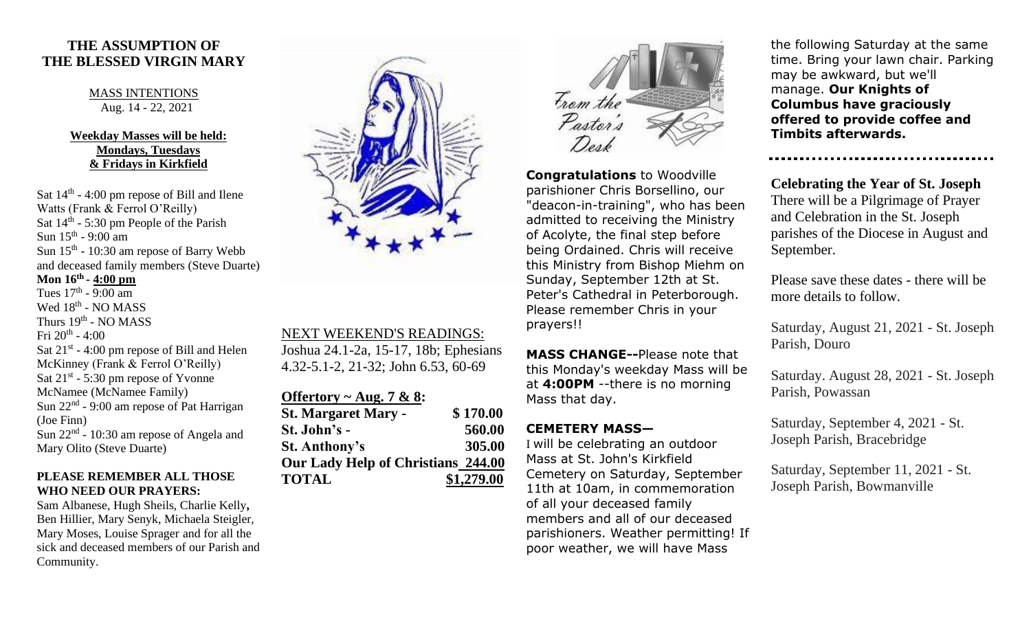# THE ASSUMPTION OF THE BLESSED VIRGIN MARY

MASS INTENTIONS
Aug. 14 - 22, 2021

**Weekday Masses will be held: Mondays, Tuesdays & Fridays in Kirkfield**

Sat 14th - 4:00 pm repose of Bill and Ilene Watts (Frank & Ferrol O'Reilly)
Sat 14th - 5:30 pm People of the Parish
Sun 15th - 9:00 am
Sun 15th - 10:30 am repose of Barry Webb and deceased family members (Steve Duarte)
**Mon 16th - 4:00 pm**
Tues 17th - 9:00 am
Wed 18th - NO MASS
Thurs 19th - NO MASS
Fri 20th - 4:00
Sat 21st - 4:00 pm repose of Bill and Helen McKinney (Frank & Ferrol O'Reilly)
Sat 21st - 5:30 pm repose of Yvonne McNamee (McNamee Family)
Sun 22nd - 9:00 am repose of Pat Harrigan (Joe Finn)
Sun 22nd - 10:30 am repose of Angela and Mary Olito (Steve Duarte)

**PLEASE REMEMBER ALL THOSE WHO NEED OUR PRAYERS:**

Sam Albanese, Hugh Sheils, Charlie Kelly, Ben Hillier, Mary Senyk, Michaela Steigler, Mary Moses, Louise Sprager and for all the sick and deceased members of our Parish and Community.

NEXT WEEKEND'S READINGS:
Joshua 24.1-2a, 15-17, 18b; Ephesians 4.32-5.1-2, 21-32; John 6.53, 60-69

**Offertory ~ Aug. 7 & 8:**

| | |
|---|---|
| **St. Margaret Mary -** | **$ 170.00** |
| **St. John's -** | **560.00** |
| **St. Anthony's** | **305.00** |
| **Our Lady Help of Christians** | **244.00** |
| **TOTAL** | **$1,279.00** |

From the Pastor's Desk

**Congratulations** to Woodville parishioner Chris Borsellino, our "deacon-in-training", who has been admitted to receiving the Ministry of Acolyte, the final step before being Ordained. Chris will receive this Ministry from Bishop Miehm on Sunday, September 12th at St. Peter's Cathedral in Peterborough. Please remember Chris in your prayers!!

**MASS CHANGE--**Please note that this Monday's weekday Mass will be at **4:00PM** --there is no morning Mass that day.

**CEMETERY MASS—**
I will be celebrating an outdoor Mass at St. John's Kirkfield Cemetery on Saturday, September 11th at 10am, in commemoration of all your deceased family members and all of our deceased parishioners. Weather permitting! If poor weather, we will have Mass the following Saturday at the same time. Bring your lawn chair. Parking may be awkward, but we'll manage. **Our Knights of Columbus have graciously offered to provide coffee and Timbits afterwards.**

---

**Celebrating the Year of St. Joseph**
There will be a Pilgrimage of Prayer and Celebration in the St. Joseph parishes of the Diocese in August and September.

Please save these dates - there will be more details to follow.

Saturday, August 21, 2021 - St. Joseph Parish, Douro

Saturday. August 28, 2021 - St. Joseph Parish, Powassan

Saturday, September 4, 2021 - St. Joseph Parish, Bracebridge

Saturday, September 11, 2021 - St. Joseph Parish, Bowmanville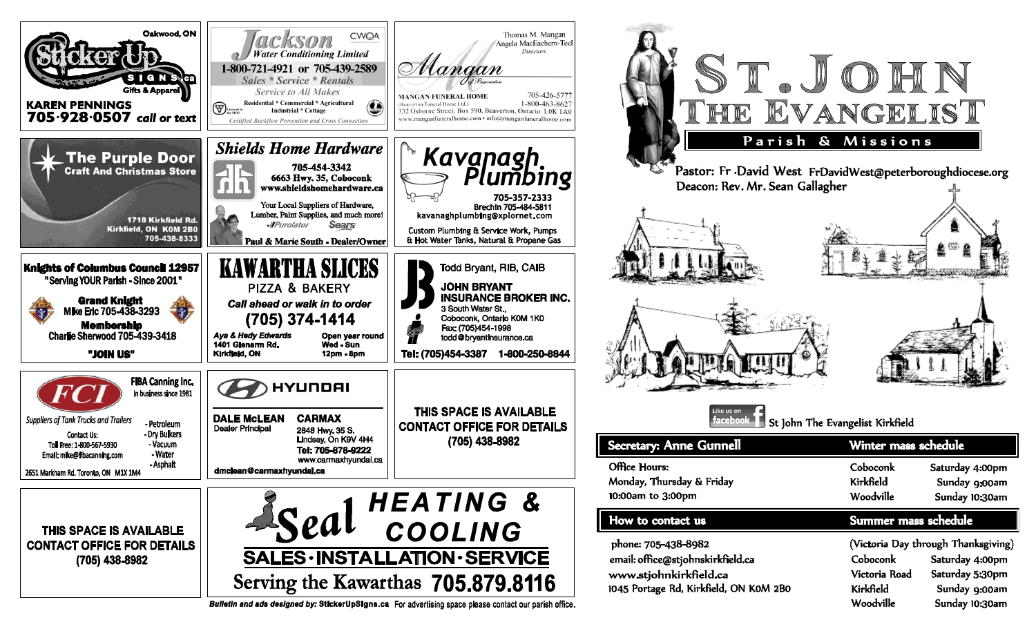# ST. JOHN THE EVANGELIST

## Parish & Missions

Pastor: Fr .David West FrDavidWest@peterboroughdiocese.org
Deacon: Rev. Mr. Sean Gallagher

Like us on facebook St John The Evangelist Kirkfield

### Secretary: Anne Gunnell

Office Hours:
Monday, Thursday & Friday
10:00am to 3:00pm

### How to contact us

phone: 705-438-8982
email: office@stjohnskirkfield.ca
www.stjohnkirkfield.ca
1045 Portage Rd, Kirkfield, ON K0M 2B0

### Winter mass schedule

| | |
|---|---|
| Coboconk | Saturday 4:00pm |
| Kirkfield | Sunday 9:00am |
| Woodville | Sunday 10:30am |

### Summer mass schedule

(Victoria Day through Thanksgiving)

| | |
|---|---|
| Coboconk | Saturday 4:00pm |
| Victoria Road | Saturday 5:30pm |
| Kirkfield | Sunday 9:00am |
| Woodville | Sunday 10:30am |

---

Oakwood, ON
**Sticker Up SIGNS.ca** Gifts & Apparel
**KAREN PENNINGS**
**705·928·0507** *call or text*

**Jackson Water Conditioning Limited** CWQA
1-800-721-4921 or 705-439-2589
*Sales * Service * Rentals*
*Service to All Makes*
Residential * Commercial * Agricultural
Industrial * Cottage
*Certified Backflow Prevention and Cross Connection*

Thomas M. Mangan
Angela MacEachern-Teel
*Directors*
**Mangan of Beaverton**
MANGAN FUNERAL HOME 705-426-5777
(Beaverton Funeral Home Ltd.) 1-800-463-8627
332 Osborne Street, Box 590, Beaverton, Ontario L0K 1A0
www.manganfuneralhome.com • info@manganfuneralhome.com

**The Purple Door**
**Craft And Christmas Store**
1718 Kirkfield Rd.
Kirkfield, ON K0M 2B0
705-438-8333

**Shields Home Hardware**
705-454-3342
6663 Hwy. 35, Coboconk
www.shieldshomehardware.ca
Your Local Suppliers of Hardware, Lumber, Paint Supplies, and much more!
Purolator Sears
**Paul & Marie South - Dealer/Owner**

**Kavanagh Plumbing**
705-357-2333
Brechin 705-484-5811
kavanaghplumbing@xplornet.com
Custom Plumbing & Service Work, Pumps & Hot Water Tanks, Natural & Propane Gas

**Knights of Columbus Council 12957**
"Serving YOUR Parish - Since 2001"
**Grand Knight**
Mike Eric 705-438-3293
**Membership**
Charlie Sherwood 705-439-3418
**"JOIN US"**

**KAWARTHA SLICES**
PIZZA & BAKERY
*Call ahead or walk in to order*
**(705) 374-1414**
*Aya & Hedy Edwards*
1401 Glenarm Rd.
Kirkfield, ON
Open year round
Wed - Sun
12pm - 8pm

Todd Bryant, RIB, CAIB
**JOHN BRYANT INSURANCE BROKER INC.**
3 South Water St.,
Coboconk, Ontario K0M 1K0
Fax: (705)454-1998
todd@bryantinsurance.ca
Tel: (705)454-3387 1-800-250-8844

**FCI** FIBA Canning Inc.
In business since 1981
*Suppliers of Tank Trucks and Trailers*
Contact Us:
Toll Free: 1-800-567-5930
Email: mike@fibacanning.com
- Petroleum
- Dry Bulkers
- Vacuum
- Water
- Asphalt

2651 Markham Rd. Toronto, ON M1X 1M4

**HYUNDAI**
**DALE McLEAN** Dealer Principal
**CARMAX**
2848 Hwy. 35 S.
Lindsay, On K9V 4H4
Tel: 705-878-9222
www.carmaxhyundai.ca
dmclean@carmaxhyundai.ca

**THIS SPACE IS AVAILABLE CONTACT OFFICE FOR DETAILS (705) 438-8982**

**THIS SPACE IS AVAILABLE CONTACT OFFICE FOR DETAILS (705) 438-8982**

**Seal HEATING & COOLING**
**SALES · INSTALLATION · SERVICE**
Serving the Kawarthas **705.879.8116**

*Bulletin and ads designed by:* **StickerUpSigns.ca** For advertising space please contact our parish office.